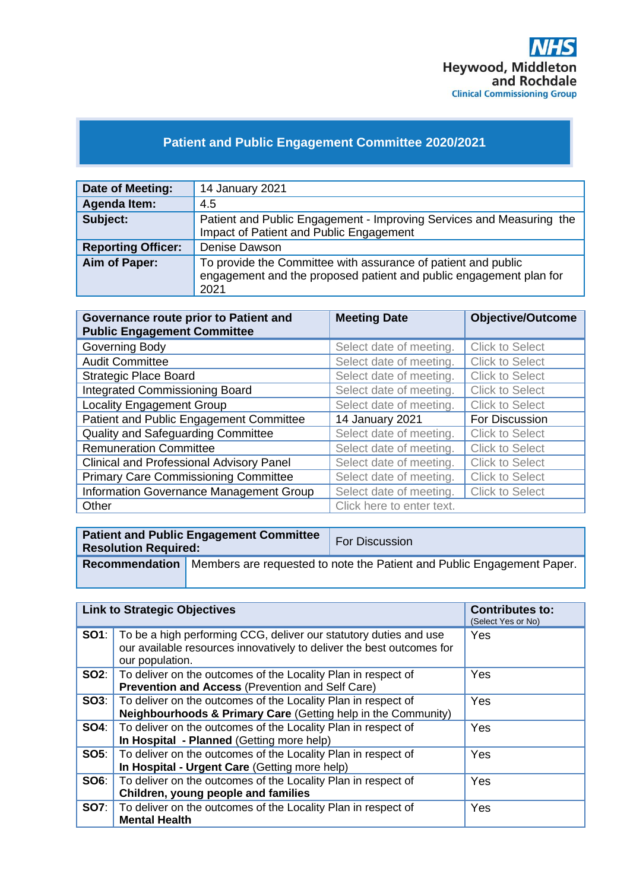NHS
Heywood, Middleton and Rochdale
Clinical Commissioning Group

# Patient and Public Engagement Committee 2020/2021

| **Date of Meeting:** | 14 January 2021 |
|---|---|
| **Agenda Item:** | 4.5 |
| **Subject:** | Patient and Public Engagement - Improving Services and Measuring the Impact of Patient and Public Engagement |
| **Reporting Officer:** | Denise Dawson |
| **Aim of Paper:** | To provide the Committee with assurance of patient and public engagement and the proposed patient and public engagement plan for 2021 |

| **Governance route prior to Patient and Public Engagement Committee** | **Meeting Date** | **Objective/Outcome** |
|---|---|---|
| Governing Body | Select date of meeting. | Click to Select |
| Audit Committee | Select date of meeting. | Click to Select |
| Strategic Place Board | Select date of meeting. | Click to Select |
| Integrated Commissioning Board | Select date of meeting. | Click to Select |
| Locality Engagement Group | Select date of meeting. | Click to Select |
| Patient and Public Engagement Committee | 14 January 2021 | For Discussion |
| Quality and Safeguarding Committee | Select date of meeting. | Click to Select |
| Remuneration Committee | Select date of meeting. | Click to Select |
| Clinical and Professional Advisory Panel | Select date of meeting. | Click to Select |
| Primary Care Commissioning Committee | Select date of meeting. | Click to Select |
| Information Governance Management Group | Select date of meeting. | Click to Select |
| Other | Click here to enter text. | |

| **Patient and Public Engagement Committee Resolution Required:** | For Discussion |
|---|---|
| **Recommendation** | Members are requested to note the Patient and Public Engagement Paper. |

| **Link to Strategic Objectives** | | **Contributes to:** (Select Yes or No) |
|---|---|---|
| **SO1**: | To be a high performing CCG, deliver our statutory duties and use our available resources innovatively to deliver the best outcomes for our population. | Yes |
| **SO2**: | To deliver on the outcomes of the Locality Plan in respect of **Prevention and Access** (Prevention and Self Care) | Yes |
| **SO3**: | To deliver on the outcomes of the Locality Plan in respect of **Neighbourhoods & Primary Care** (Getting help in the Community) | Yes |
| **SO4**: | To deliver on the outcomes of the Locality Plan in respect of **In Hospital - Planned** (Getting more help) | Yes |
| **SO5**: | To deliver on the outcomes of the Locality Plan in respect of **In Hospital - Urgent Care** (Getting more help) | Yes |
| **SO6**: | To deliver on the outcomes of the Locality Plan in respect of **Children, young people and families** | Yes |
| **SO7**: | To deliver on the outcomes of the Locality Plan in respect of **Mental Health** | Yes |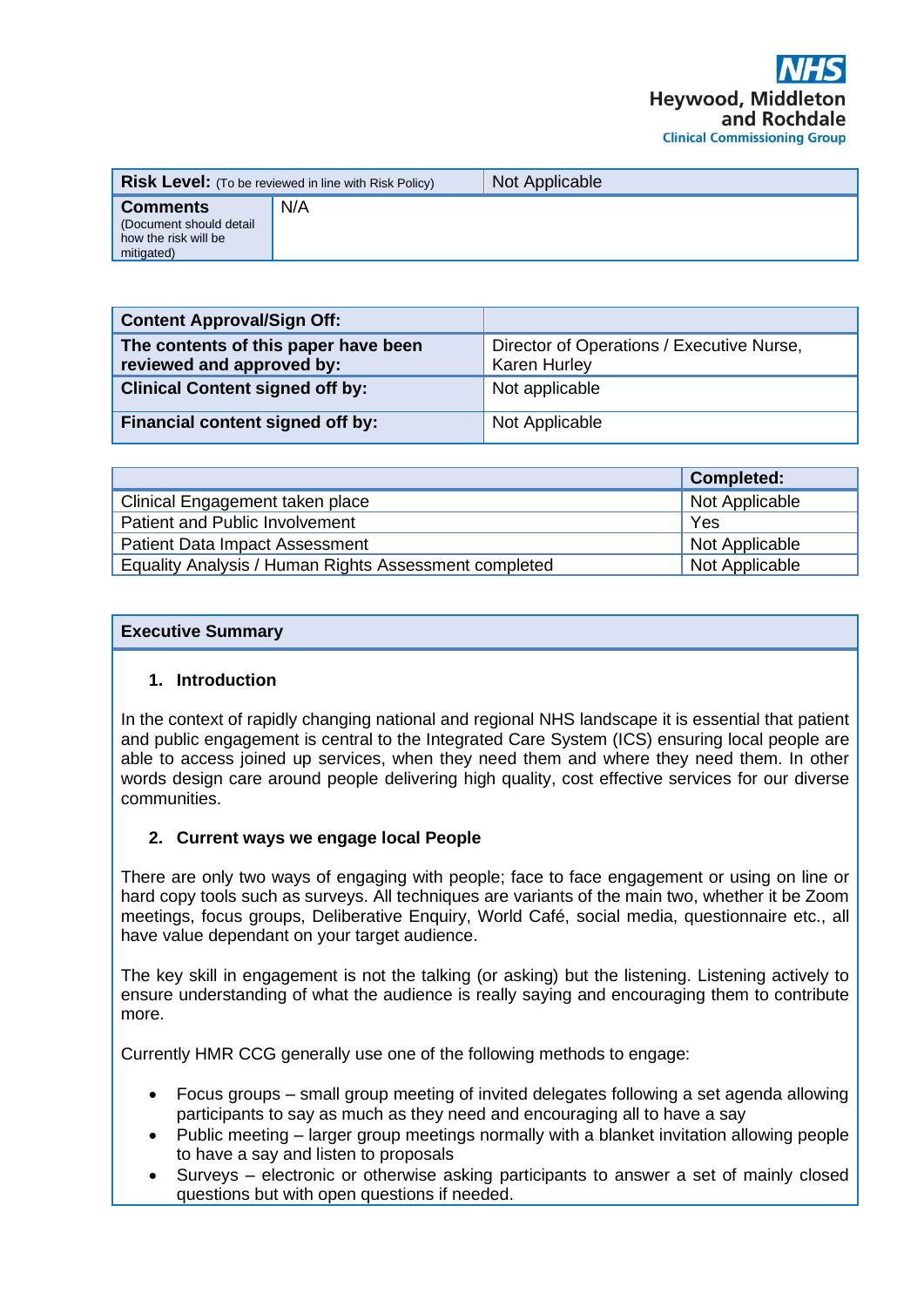| **Risk Level:** (To be reviewed in line with Risk Policy) | Not Applicable |
|---|---|
| **Comments** (Document should detail how the risk will be mitigated) | N/A |

| **Content Approval/Sign Off:** | |
|---|---|
| **The contents of this paper have been reviewed and approved by:** | Director of Operations / Executive Nurse, Karen Hurley |
| **Clinical Content signed off by:** | Not applicable |
| **Financial content signed off by:** | Not Applicable |

| | **Completed:** |
|---|---|
| Clinical Engagement taken place | Not Applicable |
| Patient and Public Involvement | Yes |
| Patient Data Impact Assessment | Not Applicable |
| Equality Analysis / Human Rights Assessment completed | Not Applicable |

## Executive Summary

### 1. Introduction

In the context of rapidly changing national and regional NHS landscape it is essential that patient and public engagement is central to the Integrated Care System (ICS) ensuring local people are able to access joined up services, when they need them and where they need them. In other words design care around people delivering high quality, cost effective services for our diverse communities.

### 2. Current ways we engage local People

There are only two ways of engaging with people; face to face engagement or using on line or hard copy tools such as surveys. All techniques are variants of the main two, whether it be Zoom meetings, focus groups, Deliberative Enquiry, World Café, social media, questionnaire etc., all have value dependant on your target audience.

The key skill in engagement is not the talking (or asking) but the listening. Listening actively to ensure understanding of what the audience is really saying and encouraging them to contribute more.

Currently HMR CCG generally use one of the following methods to engage:

- Focus groups – small group meeting of invited delegates following a set agenda allowing participants to say as much as they need and encouraging all to have a say
- Public meeting – larger group meetings normally with a blanket invitation allowing people to have a say and listen to proposals
- Surveys – electronic or otherwise asking participants to answer a set of mainly closed questions but with open questions if needed.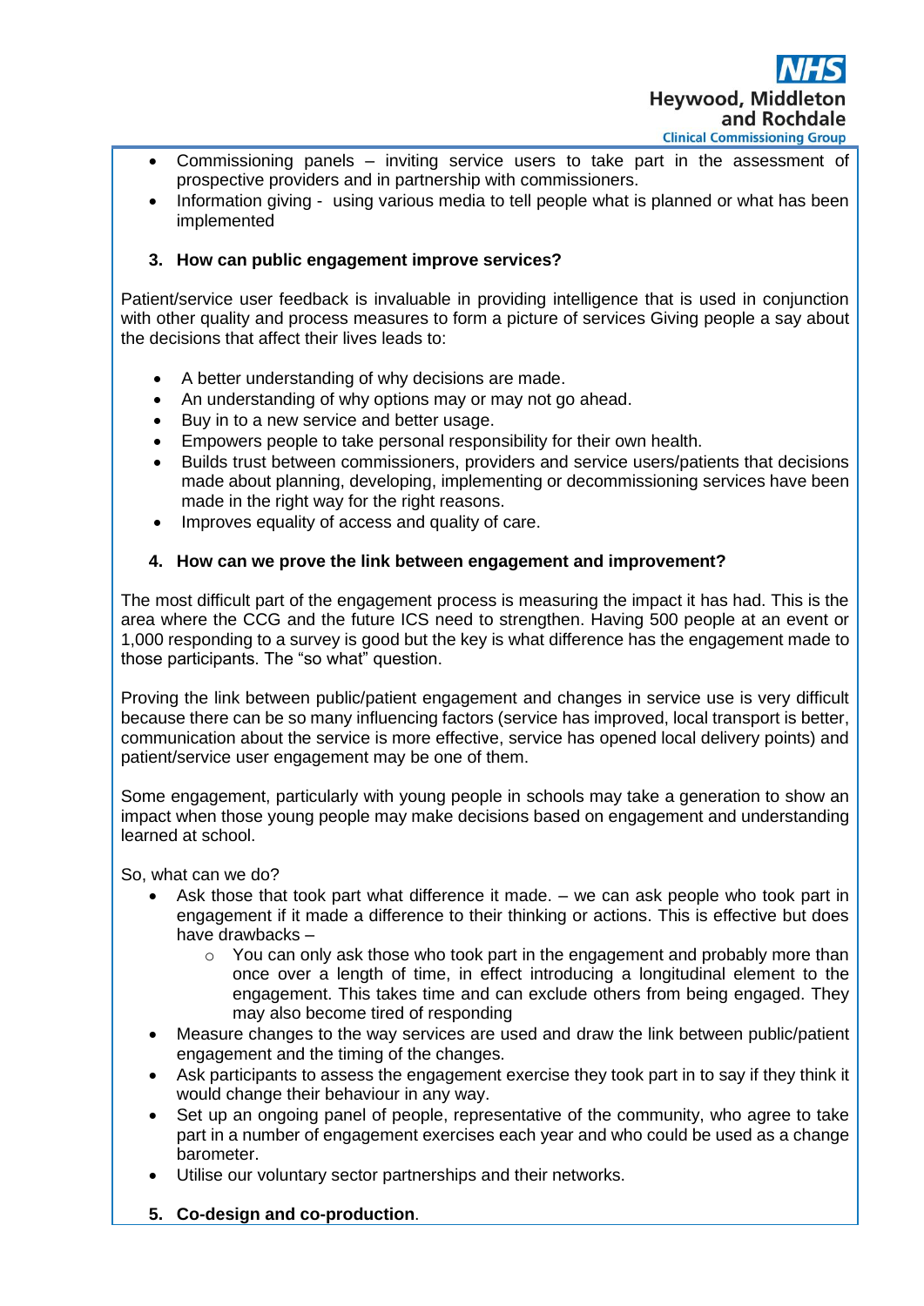- Commissioning panels – inviting service users to take part in the assessment of prospective providers and in partnership with commissioners.
- Information giving - using various media to tell people what is planned or what has been implemented

### 3. How can public engagement improve services?

Patient/service user feedback is invaluable in providing intelligence that is used in conjunction with other quality and process measures to form a picture of services Giving people a say about the decisions that affect their lives leads to:

- A better understanding of why decisions are made.
- An understanding of why options may or may not go ahead.
- Buy in to a new service and better usage.
- Empowers people to take personal responsibility for their own health.
- Builds trust between commissioners, providers and service users/patients that decisions made about planning, developing, implementing or decommissioning services have been made in the right way for the right reasons.
- Improves equality of access and quality of care.

### 4. How can we prove the link between engagement and improvement?

The most difficult part of the engagement process is measuring the impact it has had. This is the area where the CCG and the future ICS need to strengthen. Having 500 people at an event or 1,000 responding to a survey is good but the key is what difference has the engagement made to those participants. The "so what" question.

Proving the link between public/patient engagement and changes in service use is very difficult because there can be so many influencing factors (service has improved, local transport is better, communication about the service is more effective, service has opened local delivery points) and patient/service user engagement may be one of them.

Some engagement, particularly with young people in schools may take a generation to show an impact when those young people may make decisions based on engagement and understanding learned at school.

So, what can we do?

- Ask those that took part what difference it made. – we can ask people who took part in engagement if it made a difference to their thinking or actions. This is effective but does have drawbacks –
  - You can only ask those who took part in the engagement and probably more than once over a length of time, in effect introducing a longitudinal element to the engagement. This takes time and can exclude others from being engaged. They may also become tired of responding
- Measure changes to the way services are used and draw the link between public/patient engagement and the timing of the changes.
- Ask participants to assess the engagement exercise they took part in to say if they think it would change their behaviour in any way.
- Set up an ongoing panel of people, representative of the community, who agree to take part in a number of engagement exercises each year and who could be used as a change barometer.
- Utilise our voluntary sector partnerships and their networks.

### 5. Co-design and co-production.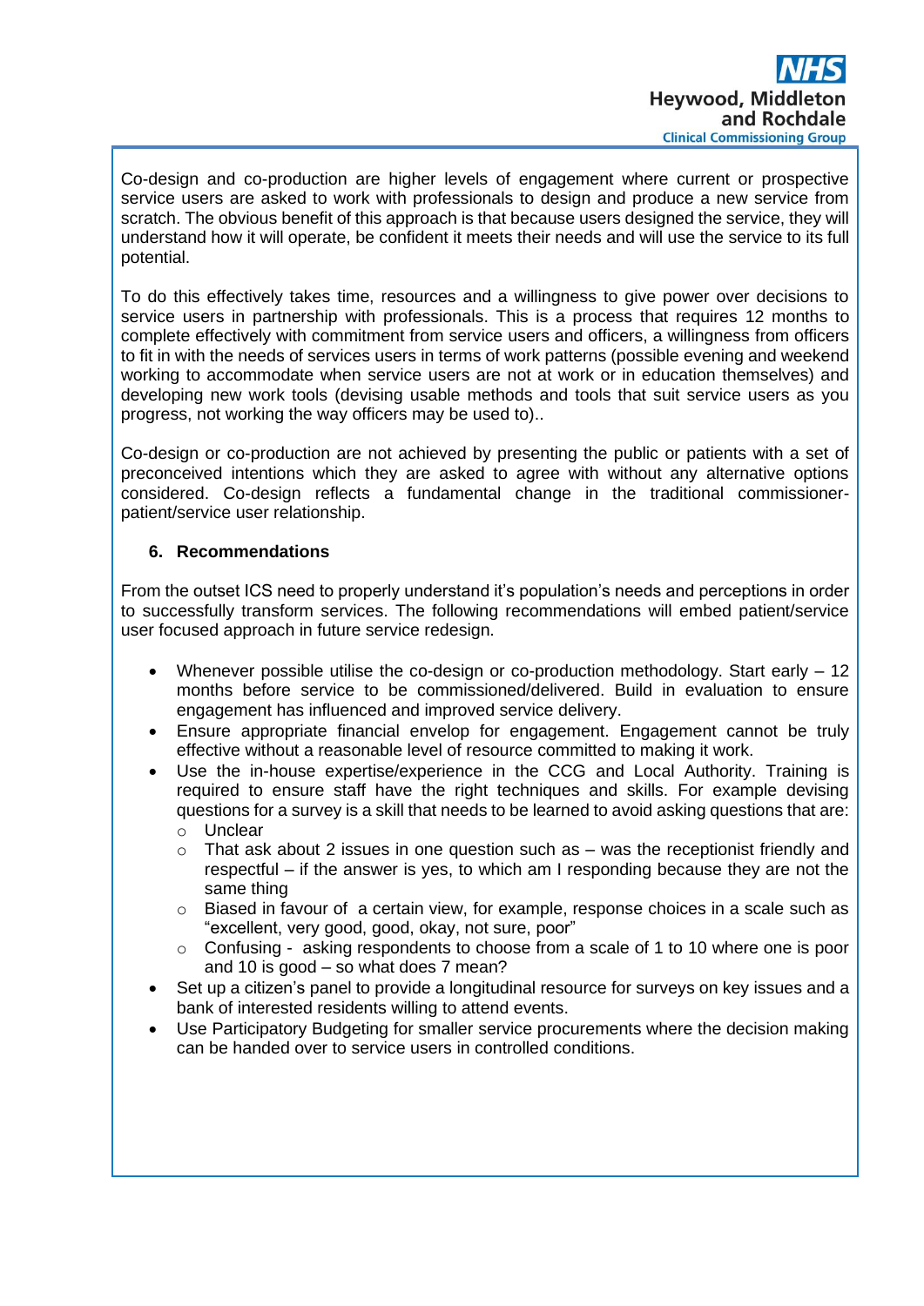Co-design and co-production are higher levels of engagement where current or prospective service users are asked to work with professionals to design and produce a new service from scratch. The obvious benefit of this approach is that because users designed the service, they will understand how it will operate, be confident it meets their needs and will use the service to its full potential.

To do this effectively takes time, resources and a willingness to give power over decisions to service users in partnership with professionals. This is a process that requires 12 months to complete effectively with commitment from service users and officers, a willingness from officers to fit in with the needs of services users in terms of work patterns (possible evening and weekend working to accommodate when service users are not at work or in education themselves) and developing new work tools (devising usable methods and tools that suit service users as you progress, not working the way officers may be used to)..

Co-design or co-production are not achieved by presenting the public or patients with a set of preconceived intentions which they are asked to agree with without any alternative options considered. Co-design reflects a fundamental change in the traditional commissioner-patient/service user relationship.

## 6. Recommendations

From the outset ICS need to properly understand it's population's needs and perceptions in order to successfully transform services. The following recommendations will embed patient/service user focused approach in future service redesign.

- Whenever possible utilise the co-design or co-production methodology. Start early – 12 months before service to be commissioned/delivered. Build in evaluation to ensure engagement has influenced and improved service delivery.
- Ensure appropriate financial envelop for engagement. Engagement cannot be truly effective without a reasonable level of resource committed to making it work.
- Use the in-house expertise/experience in the CCG and Local Authority. Training is required to ensure staff have the right techniques and skills. For example devising questions for a survey is a skill that needs to be learned to avoid asking questions that are:
  - Unclear
  - That ask about 2 issues in one question such as – was the receptionist friendly and respectful – if the answer is yes, to which am I responding because they are not the same thing
  - Biased in favour of a certain view, for example, response choices in a scale such as "excellent, very good, good, okay, not sure, poor"
  - Confusing - asking respondents to choose from a scale of 1 to 10 where one is poor and 10 is good – so what does 7 mean?
- Set up a citizen's panel to provide a longitudinal resource for surveys on key issues and a bank of interested residents willing to attend events.
- Use Participatory Budgeting for smaller service procurements where the decision making can be handed over to service users in controlled conditions.